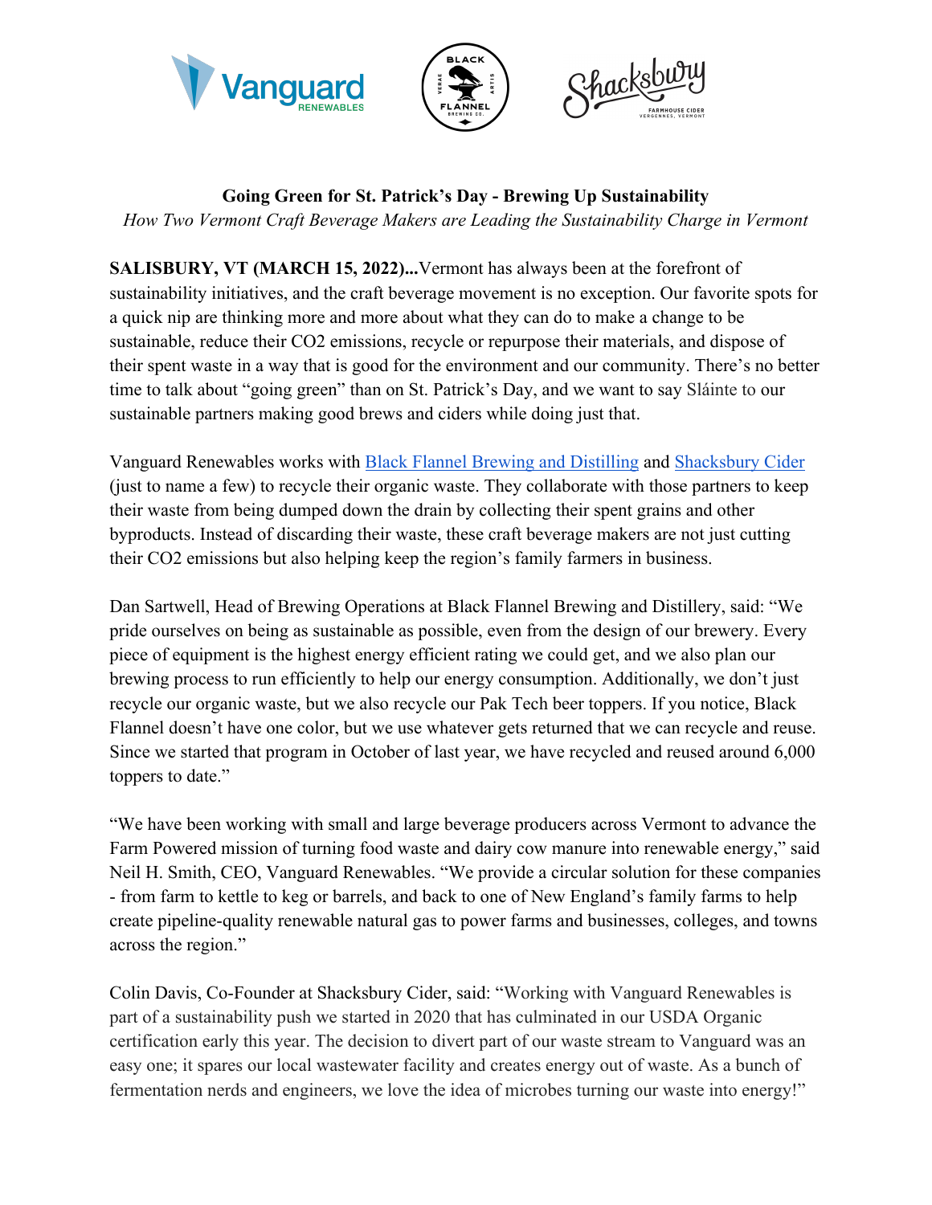**Going Green for St. Patrick's Day - Brewing Up Sustainability**

*How Two Vermont Craft Beverage Makers are Leading the Sustainability Charge in Vermont*

**SALISBURY, VT (MARCH 15, 2022)...**Vermont has always been at the forefront of sustainability initiatives, and the craft beverage movement is no exception. Our favorite spots for a quick nip are thinking more and more about what they can do to make a change to be sustainable, reduce their $CO_2$ emissions, recycle or repurpose their materials, and dispose of their spent waste in a way that is good for the environment and our community. There's no better time to talk about "going green" than on St. Patrick's Day, and we want to say Sláinte to our sustainable partners making good brews and ciders while doing just that.

Vanguard Renewables works with Black Flannel Brewing and Distilling and Shacksbury Cider (just to name a few) to recycle their organic waste. They collaborate with those partners to keep their waste from being dumped down the drain by collecting their spent grains and other byproducts. Instead of discarding their waste, these craft beverage makers are not just cutting their $CO_2$ emissions but also helping keep the region's family farmers in business.

Dan Sartwell, Head of Brewing Operations at Black Flannel Brewing and Distillery, said: "We pride ourselves on being as sustainable as possible, even from the design of our brewery. Every piece of equipment is the highest energy efficient rating we could get, and we also plan our brewing process to run efficiently to help our energy consumption. Additionally, we don't just recycle our organic waste, but we also recycle our Pak Tech beer toppers. If you notice, Black Flannel doesn't have one color, but we use whatever gets returned that we can recycle and reuse. Since we started that program in October of last year, we have recycled and reused around 6,000 toppers to date."

"We have been working with small and large beverage producers across Vermont to advance the Farm Powered mission of turning food waste and dairy cow manure into renewable energy," said Neil H. Smith, CEO, Vanguard Renewables. "We provide a circular solution for these companies - from farm to kettle to keg or barrels, and back to one of New England's family farms to help create pipeline-quality renewable natural gas to power farms and businesses, colleges, and towns across the region."

Colin Davis, Co-Founder at Shacksbury Cider, said: "Working with Vanguard Renewables is part of a sustainability push we started in 2020 that has culminated in our USDA Organic certification early this year. The decision to divert part of our waste stream to Vanguard was an easy one; it spares our local wastewater facility and creates energy out of waste. As a bunch of fermentation nerds and engineers, we love the idea of microbes turning our waste into energy!"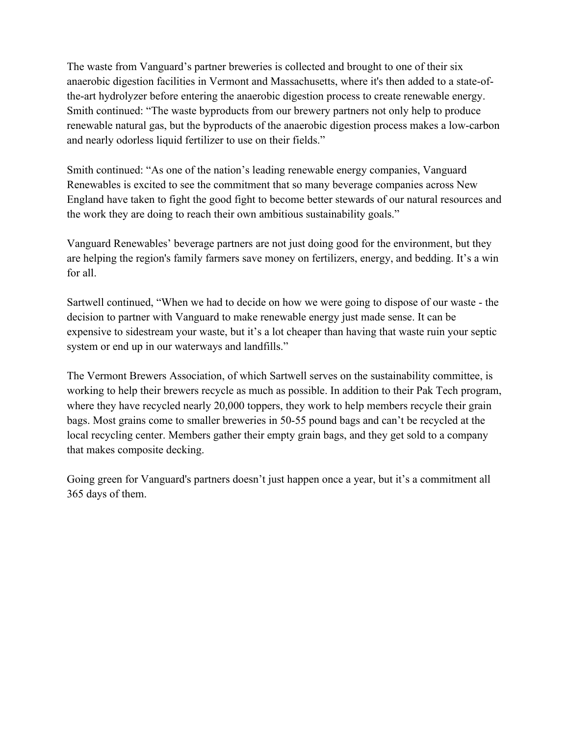The waste from Vanguard's partner breweries is collected and brought to one of their six anaerobic digestion facilities in Vermont and Massachusetts, where it's then added to a state-of-the-art hydrolyzer before entering the anaerobic digestion process to create renewable energy. Smith continued: "The waste byproducts from our brewery partners not only help to produce renewable natural gas, but the byproducts of the anaerobic digestion process makes a low-carbon and nearly odorless liquid fertilizer to use on their fields."

Smith continued: "As one of the nation's leading renewable energy companies, Vanguard Renewables is excited to see the commitment that so many beverage companies across New England have taken to fight the good fight to become better stewards of our natural resources and the work they are doing to reach their own ambitious sustainability goals."

Vanguard Renewables' beverage partners are not just doing good for the environment, but they are helping the region's family farmers save money on fertilizers, energy, and bedding. It's a win for all.

Sartwell continued, "When we had to decide on how we were going to dispose of our waste - the decision to partner with Vanguard to make renewable energy just made sense. It can be expensive to sidestream your waste, but it's a lot cheaper than having that waste ruin your septic system or end up in our waterways and landfills."

The Vermont Brewers Association, of which Sartwell serves on the sustainability committee, is working to help their brewers recycle as much as possible. In addition to their Pak Tech program, where they have recycled nearly 20,000 toppers, they work to help members recycle their grain bags. Most grains come to smaller breweries in 50-55 pound bags and can't be recycled at the local recycling center. Members gather their empty grain bags, and they get sold to a company that makes composite decking.

Going green for Vanguard's partners doesn't just happen once a year, but it's a commitment all 365 days of them.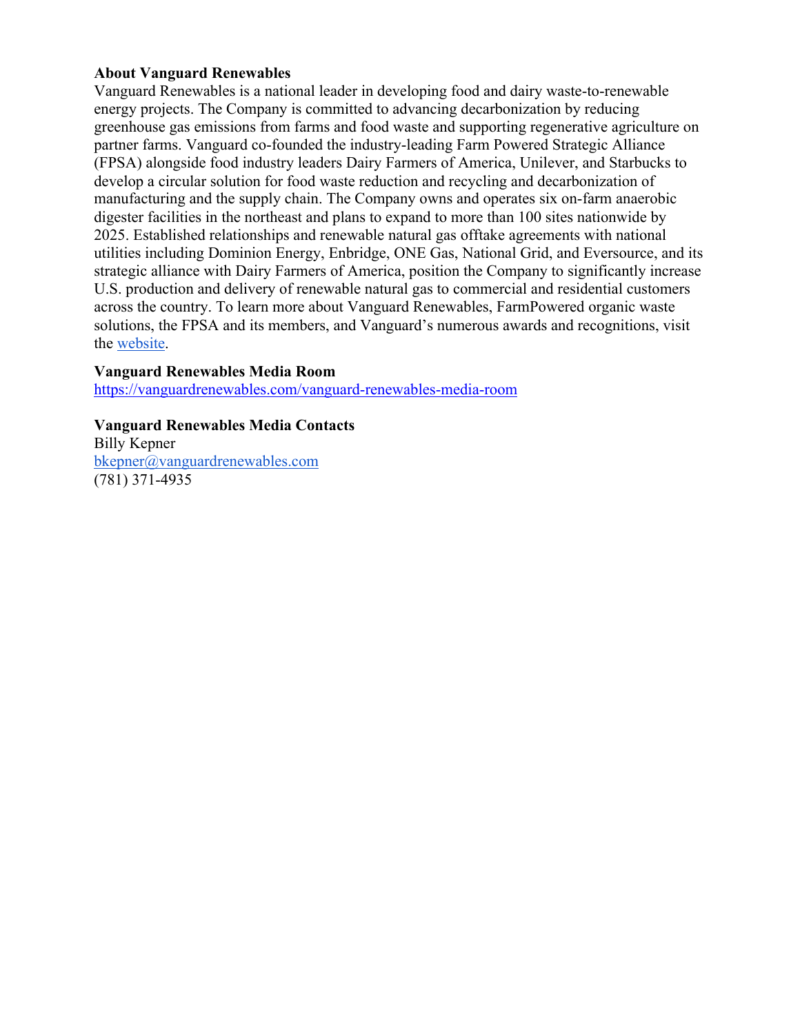**About Vanguard Renewables**

Vanguard Renewables is a national leader in developing food and dairy waste-to-renewable energy projects. The Company is committed to advancing decarbonization by reducing greenhouse gas emissions from farms and food waste and supporting regenerative agriculture on partner farms. Vanguard co-founded the industry-leading Farm Powered Strategic Alliance (FPSA) alongside food industry leaders Dairy Farmers of America, Unilever, and Starbucks to develop a circular solution for food waste reduction and recycling and decarbonization of manufacturing and the supply chain. The Company owns and operates six on-farm anaerobic digester facilities in the northeast and plans to expand to more than 100 sites nationwide by 2025. Established relationships and renewable natural gas offtake agreements with national utilities including Dominion Energy, Enbridge, ONE Gas, National Grid, and Eversource, and its strategic alliance with Dairy Farmers of America, position the Company to significantly increase U.S. production and delivery of renewable natural gas to commercial and residential customers across the country. To learn more about Vanguard Renewables, FarmPowered organic waste solutions, the FPSA and its members, and Vanguard's numerous awards and recognitions, visit the [website](https://vanguardrenewables.com).

**Vanguard Renewables Media Room**

https://vanguardrenewables.com/vanguard-renewables-media-room

**Vanguard Renewables Media Contacts**

Billy Kepner
bkepner@vanguardrenewables.com
(781) 371-4935